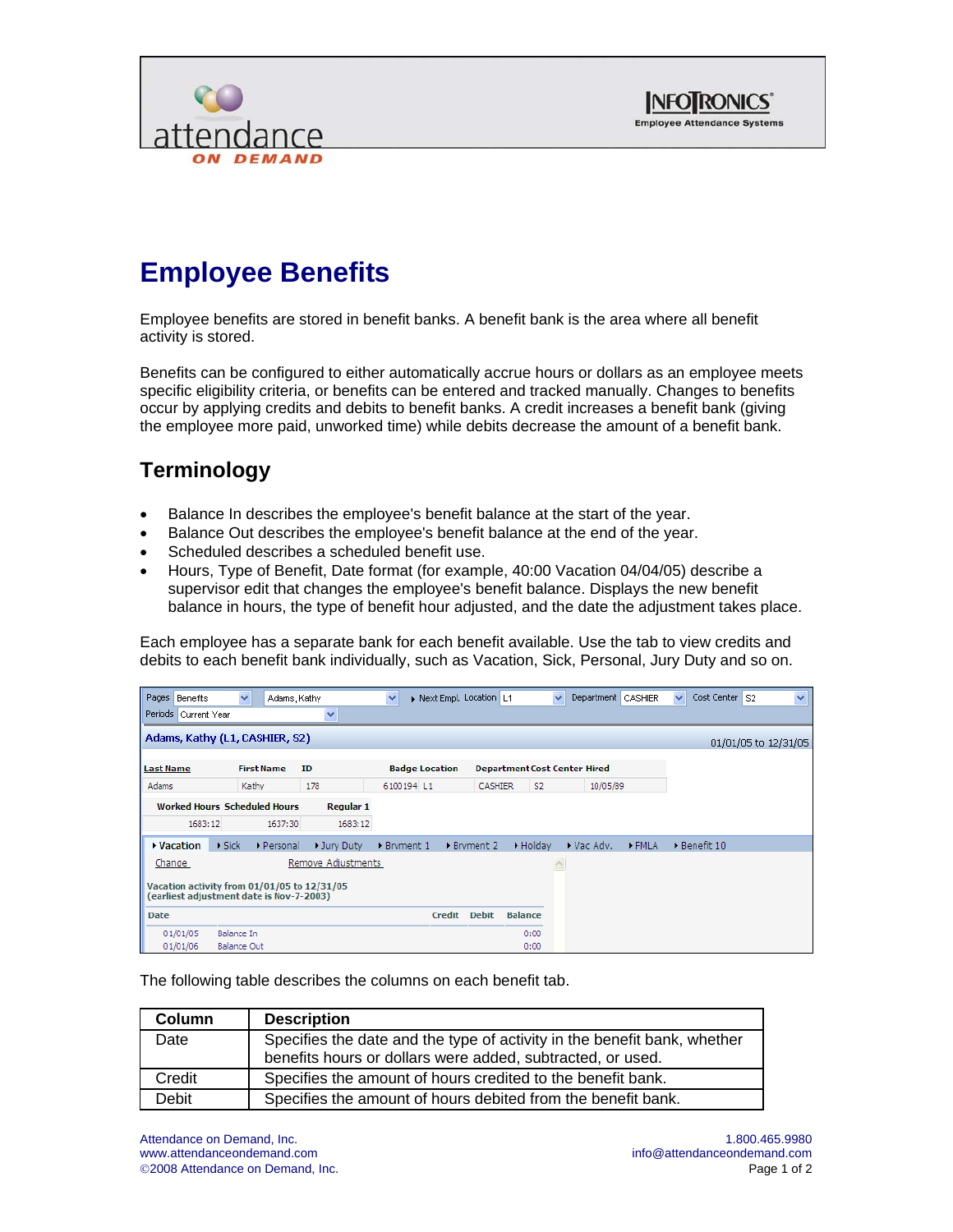# Employee Benefits

Employee benefits are stored in benefit banks. A benefit bank is the area where all benefit activity is stored.

Benefits can be configured to either automatically accrue hours or dollars as an employee meets specific eligibility criteria, or benefits can be entered and tracked manually. Changes to benefits occur by applying credits and debits to benefit banks. A credit increases a benefit bank (giving the employee more paid, unworked time) while debits decrease the amount of a benefit bank.

## Terminology

- Balance In describes the employee's benefit balance at the start of the year.
- Balance Out describes the employee's benefit balance at the end of the year.
- Scheduled describes a scheduled benefit use.
- Hours, Type of Benefit, Date format (for example, 40:00 Vacation 04/04/05) describe a supervisor edit that changes the employee's benefit balance. Displays the new benefit balance in hours, the type of benefit hour adjusted, and the date the adjustment takes place.

Each employee has a separate bank for each benefit available. Use the tab to view credits and debits to each benefit bank individually, such as Vacation, Sick, Personal, Jury Duty and so on.

The following table describes the columns on each benefit tab.

| Column | Description |
|---|---|
| Date | Specifies the date and the type of activity in the benefit bank, whether benefits hours or dollars were added, subtracted, or used. |
| Credit | Specifies the amount of hours credited to the benefit bank. |
| Debit | Specifies the amount of hours debited from the benefit bank. |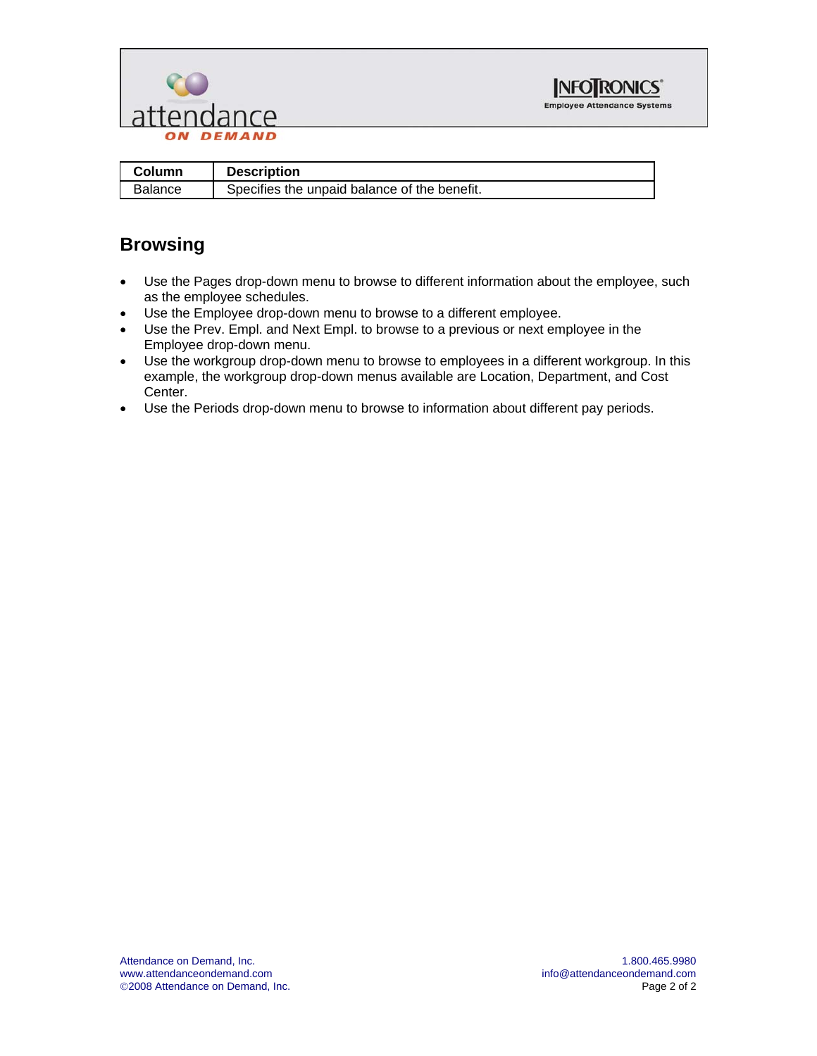| Column | Description |
| --- | --- |
| Balance | Specifies the unpaid balance of the benefit. |

## Browsing

- Use the Pages drop-down menu to browse to different information about the employee, such as the employee schedules.
- Use the Employee drop-down menu to browse to a different employee.
- Use the Prev. Empl. and Next Empl. to browse to a previous or next employee in the Employee drop-down menu.
- Use the workgroup drop-down menu to browse to employees in a different workgroup. In this example, the workgroup drop-down menus available are Location, Department, and Cost Center.
- Use the Periods drop-down menu to browse to information about different pay periods.